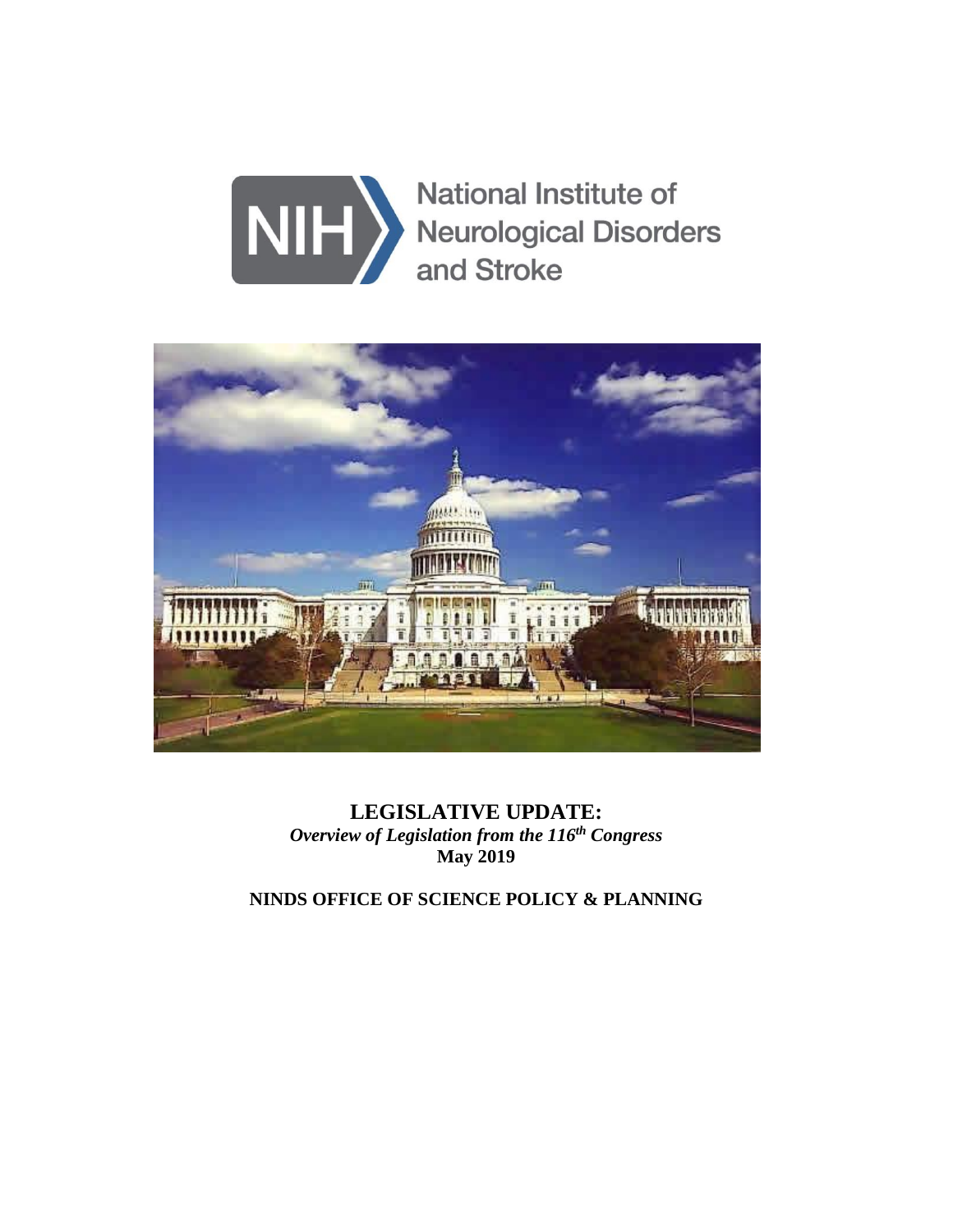National Institute of Neurological Disorders and Stroke

# LEGISLATIVE UPDATE:

***Overview of Legislation from the 116th Congress***

**May 2019**

**NINDS OFFICE OF SCIENCE POLICY & PLANNING**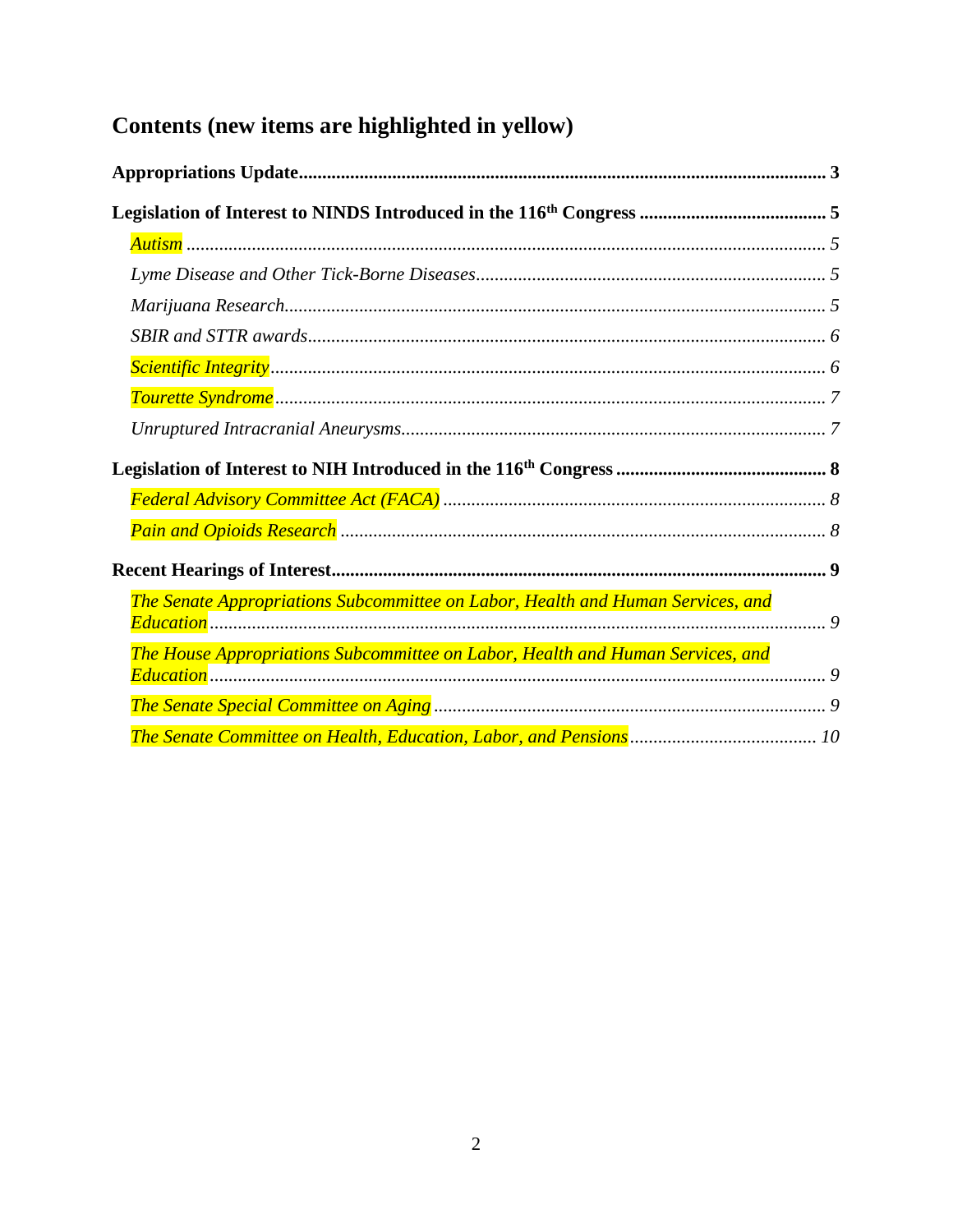# Contents (new items are highlighted in yellow)

**Appropriations Update** .......... **3**

**Legislation of Interest to NINDS Introduced in the 116th Congress** .......... **5**

- *Autism* .......... *5*
- *Lyme Disease and Other Tick-Borne Diseases* .......... *5*
- *Marijuana Research* .......... *5*
- *SBIR and STTR awards* .......... *6*
- *Scientific Integrity* .......... *6*
- *Tourette Syndrome* .......... *7*
- *Unruptured Intracranial Aneurysms* .......... *7*

**Legislation of Interest to NIH Introduced in the 116th Congress** .......... **8**

- *Federal Advisory Committee Act (FACA)* .......... *8*
- *Pain and Opioids Research* .......... *8*

**Recent Hearings of Interest** .......... **9**

- *The Senate Appropriations Subcommittee on Labor, Health and Human Services, and Education* .......... *9*
- *The House Appropriations Subcommittee on Labor, Health and Human Services, and Education* .......... *9*
- *The Senate Special Committee on Aging* .......... *9*
- *The Senate Committee on Health, Education, Labor, and Pensions* .......... *10*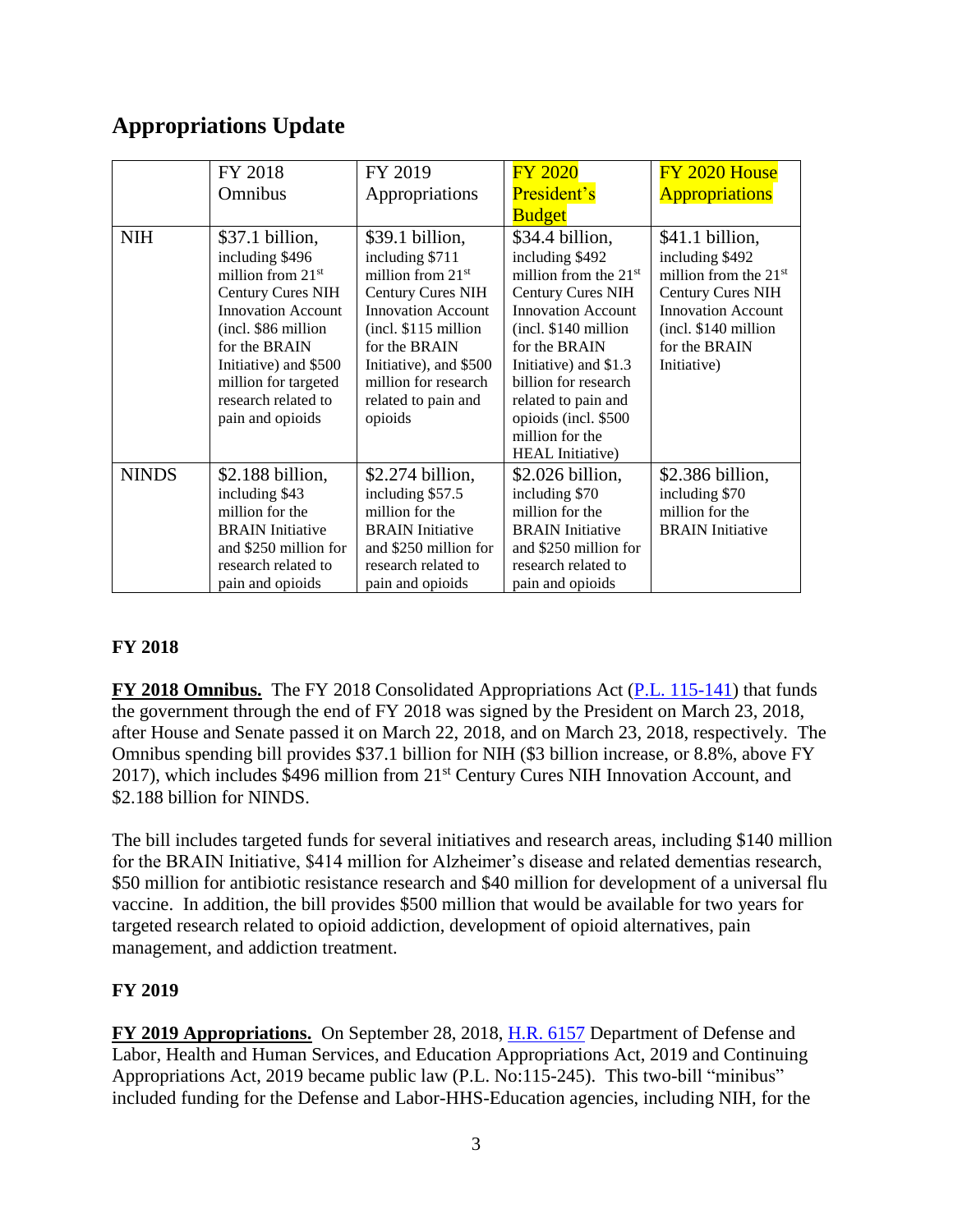## Appropriations Update

| | FY 2018 Omnibus | FY 2019 Appropriations | FY 2020 President's Budget | FY 2020 House Appropriations |
|---|---|---|---|---|
| NIH | $37.1 billion, including $496 million from 21st Century Cures NIH Innovation Account (incl. $86 million for the BRAIN Initiative) and $500 million for targeted research related to pain and opioids | $39.1 billion, including $711 million from 21st Century Cures NIH Innovation Account (incl. $115 million for the BRAIN Initiative), and $500 million for research related to pain and opioids | $34.4 billion, including $492 million from the 21st Century Cures NIH Innovation Account (incl. $140 million for the BRAIN Initiative) and $1.3 billion for research related to pain and opioids (incl. $500 million for the HEAL Initiative) | $41.1 billion, including $492 million from the 21st Century Cures NIH Innovation Account (incl. $140 million for the BRAIN Initiative) |
| NINDS | $2.188 billion, including $43 million for the BRAIN Initiative and $250 million for research related to pain and opioids | $2.274 billion, including $57.5 million for the BRAIN Initiative and $250 million for research related to pain and opioids | $2.026 billion, including $70 million for the BRAIN Initiative and $250 million for research related to pain and opioids | $2.386 billion, including $70 million for the BRAIN Initiative |

### FY 2018

**FY 2018 Omnibus.** The FY 2018 Consolidated Appropriations Act (P.L. 115-141) that funds the government through the end of FY 2018 was signed by the President on March 23, 2018, after House and Senate passed it on March 22, 2018, and on March 23, 2018, respectively. The Omnibus spending bill provides $37.1 billion for NIH ($3 billion increase, or 8.8%, above FY 2017), which includes $496 million from 21st Century Cures NIH Innovation Account, and $2.188 billion for NINDS.

The bill includes targeted funds for several initiatives and research areas, including $140 million for the BRAIN Initiative, $414 million for Alzheimer's disease and related dementias research, $50 million for antibiotic resistance research and $40 million for development of a universal flu vaccine. In addition, the bill provides $500 million that would be available for two years for targeted research related to opioid addiction, development of opioid alternatives, pain management, and addiction treatment.

### FY 2019

**FY 2019 Appropriations.** On September 28, 2018, H.R. 6157 Department of Defense and Labor, Health and Human Services, and Education Appropriations Act, 2019 and Continuing Appropriations Act, 2019 became public law (P.L. No:115-245). This two-bill "minibus" included funding for the Defense and Labor-HHS-Education agencies, including NIH, for the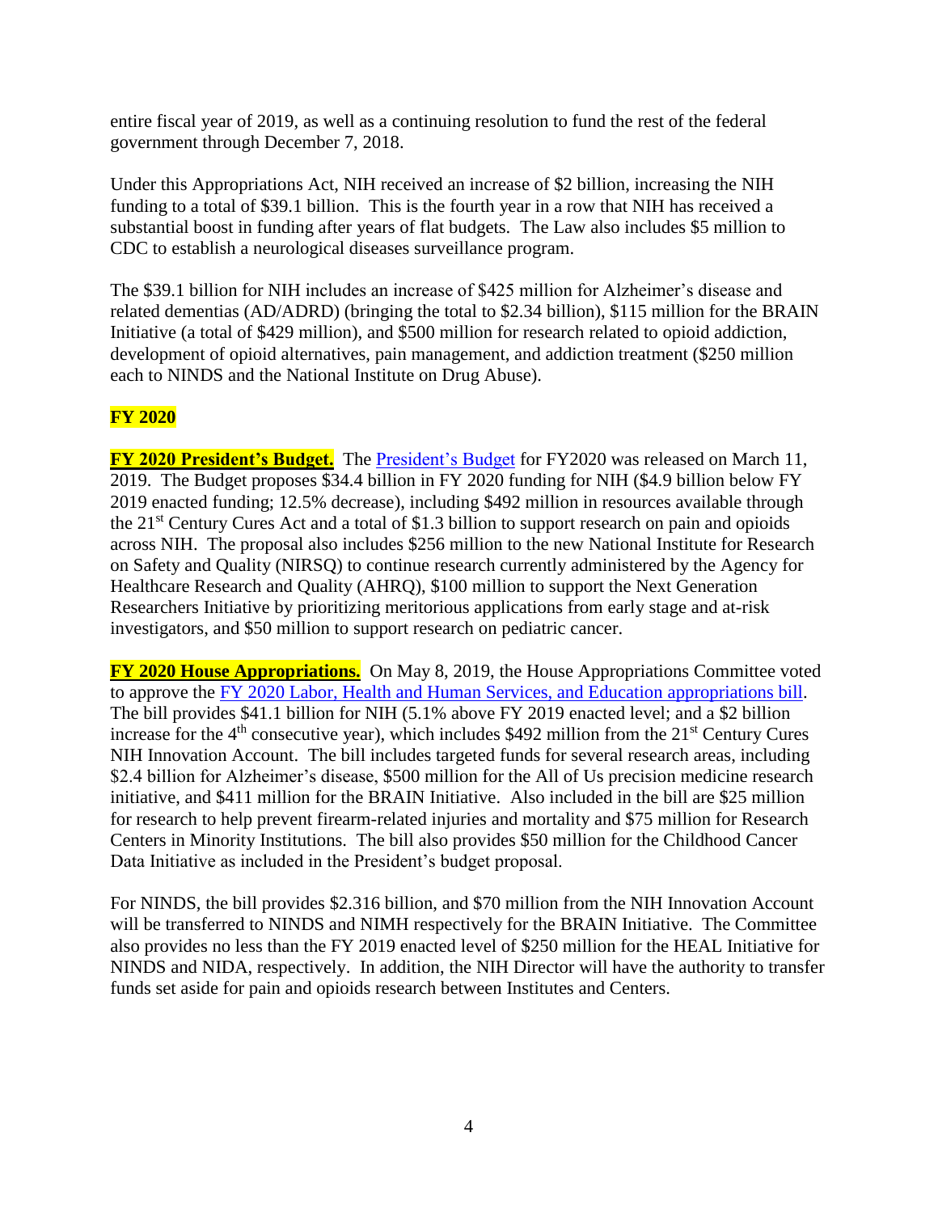entire fiscal year of 2019, as well as a continuing resolution to fund the rest of the federal government through December 7, 2018.

Under this Appropriations Act, NIH received an increase of $2 billion, increasing the NIH funding to a total of $39.1 billion. This is the fourth year in a row that NIH has received a substantial boost in funding after years of flat budgets. The Law also includes $5 million to CDC to establish a neurological diseases surveillance program.

The $39.1 billion for NIH includes an increase of $425 million for Alzheimer's disease and related dementias (AD/ADRD) (bringing the total to $2.34 billion), $115 million for the BRAIN Initiative (a total of $429 million), and $500 million for research related to opioid addiction, development of opioid alternatives, pain management, and addiction treatment ($250 million each to NINDS and the National Institute on Drug Abuse).

## FY 2020

**FY 2020 President's Budget.** The President's Budget for FY2020 was released on March 11, 2019. The Budget proposes $34.4 billion in FY 2020 funding for NIH ($4.9 billion below FY 2019 enacted funding; 12.5% decrease), including $492 million in resources available through the 21st Century Cures Act and a total of $1.3 billion to support research on pain and opioids across NIH. The proposal also includes $256 million to the new National Institute for Research on Safety and Quality (NIRSQ) to continue research currently administered by the Agency for Healthcare Research and Quality (AHRQ), $100 million to support the Next Generation Researchers Initiative by prioritizing meritorious applications from early stage and at-risk investigators, and $50 million to support research on pediatric cancer.

**FY 2020 House Appropriations.** On May 8, 2019, the House Appropriations Committee voted to approve the FY 2020 Labor, Health and Human Services, and Education appropriations bill. The bill provides $41.1 billion for NIH (5.1% above FY 2019 enacted level; and a $2 billion increase for the 4th consecutive year), which includes $492 million from the 21st Century Cures NIH Innovation Account. The bill includes targeted funds for several research areas, including $2.4 billion for Alzheimer's disease, $500 million for the All of Us precision medicine research initiative, and $411 million for the BRAIN Initiative. Also included in the bill are $25 million for research to help prevent firearm-related injuries and mortality and $75 million for Research Centers in Minority Institutions. The bill also provides $50 million for the Childhood Cancer Data Initiative as included in the President's budget proposal.

For NINDS, the bill provides $2.316 billion, and $70 million from the NIH Innovation Account will be transferred to NINDS and NIMH respectively for the BRAIN Initiative. The Committee also provides no less than the FY 2019 enacted level of $250 million for the HEAL Initiative for NINDS and NIDA, respectively. In addition, the NIH Director will have the authority to transfer funds set aside for pain and opioids research between Institutes and Centers.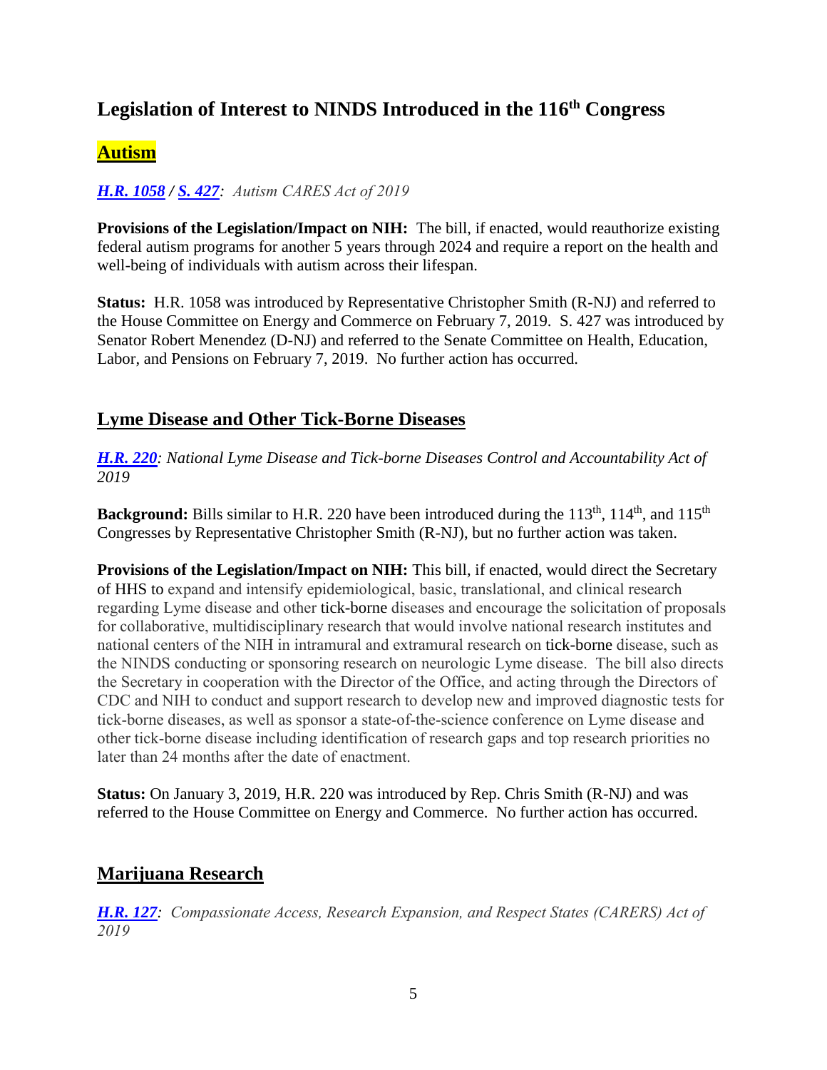## Legislation of Interest to NINDS Introduced in the 116th Congress

### Autism

***H.R. 1058* / *S. 427*:** *Autism CARES Act of 2019*

**Provisions of the Legislation/Impact on NIH:** The bill, if enacted, would reauthorize existing federal autism programs for another 5 years through 2024 and require a report on the health and well-being of individuals with autism across their lifespan.

**Status:** H.R. 1058 was introduced by Representative Christopher Smith (R-NJ) and referred to the House Committee on Energy and Commerce on February 7, 2019. S. 427 was introduced by Senator Robert Menendez (D-NJ) and referred to the Senate Committee on Health, Education, Labor, and Pensions on February 7, 2019. No further action has occurred.

### Lyme Disease and Other Tick-Borne Diseases

***H.R. 220****: National Lyme Disease and Tick-borne Diseases Control and Accountability Act of 2019*

**Background:** Bills similar to H.R. 220 have been introduced during the 113th, 114th, and 115th Congresses by Representative Christopher Smith (R-NJ), but no further action was taken.

**Provisions of the Legislation/Impact on NIH:** This bill, if enacted, would direct the Secretary of HHS to expand and intensify epidemiological, basic, translational, and clinical research regarding Lyme disease and other tick-borne diseases and encourage the solicitation of proposals for collaborative, multidisciplinary research that would involve national research institutes and national centers of the NIH in intramural and extramural research on tick-borne disease, such as the NINDS conducting or sponsoring research on neurologic Lyme disease. The bill also directs the Secretary in cooperation with the Director of the Office, and acting through the Directors of CDC and NIH to conduct and support research to develop new and improved diagnostic tests for tick-borne diseases, as well as sponsor a state-of-the-science conference on Lyme disease and other tick-borne disease including identification of research gaps and top research priorities no later than 24 months after the date of enactment.

**Status:** On January 3, 2019, H.R. 220 was introduced by Rep. Chris Smith (R-NJ) and was referred to the House Committee on Energy and Commerce. No further action has occurred.

### Marijuana Research

***H.R. 127****:* *Compassionate Access, Research Expansion, and Respect States (CARERS) Act of 2019*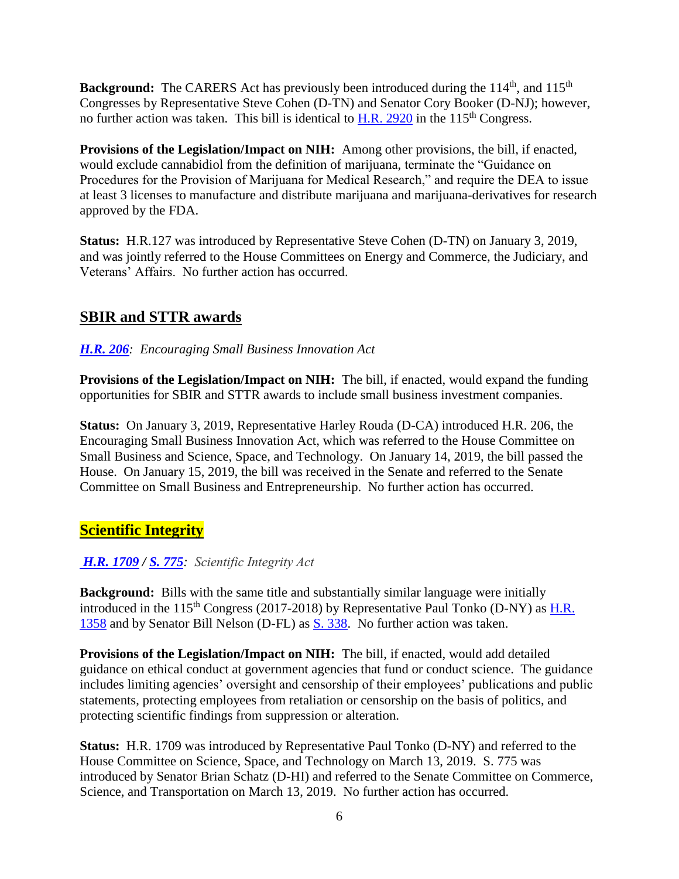**Background:** The CARERS Act has previously been introduced during the 114th, and 115th Congresses by Representative Steve Cohen (D-TN) and Senator Cory Booker (D-NJ); however, no further action was taken. This bill is identical to H.R. 2920 in the 115th Congress.

**Provisions of the Legislation/Impact on NIH:** Among other provisions, the bill, if enacted, would exclude cannabidiol from the definition of marijuana, terminate the "Guidance on Procedures for the Provision of Marijuana for Medical Research," and require the DEA to issue at least 3 licenses to manufacture and distribute marijuana and marijuana-derivatives for research approved by the FDA.

**Status:** H.R.127 was introduced by Representative Steve Cohen (D-TN) on January 3, 2019, and was jointly referred to the House Committees on Energy and Commerce, the Judiciary, and Veterans' Affairs. No further action has occurred.

## SBIR and STTR awards

***H.R. 206****: Encouraging Small Business Innovation Act*

**Provisions of the Legislation/Impact on NIH:** The bill, if enacted, would expand the funding opportunities for SBIR and STTR awards to include small business investment companies.

**Status:** On January 3, 2019, Representative Harley Rouda (D-CA) introduced H.R. 206, the Encouraging Small Business Innovation Act, which was referred to the House Committee on Small Business and Science, Space, and Technology. On January 14, 2019, the bill passed the House. On January 15, 2019, the bill was received in the Senate and referred to the Senate Committee on Small Business and Entrepreneurship. No further action has occurred.

## Scientific Integrity

***H.R. 1709 / S. 775****: Scientific Integrity Act*

**Background:** Bills with the same title and substantially similar language were initially introduced in the 115th Congress (2017-2018) by Representative Paul Tonko (D-NY) as H.R. 1358 and by Senator Bill Nelson (D-FL) as S. 338. No further action was taken.

**Provisions of the Legislation/Impact on NIH:** The bill, if enacted, would add detailed guidance on ethical conduct at government agencies that fund or conduct science. The guidance includes limiting agencies' oversight and censorship of their employees' publications and public statements, protecting employees from retaliation or censorship on the basis of politics, and protecting scientific findings from suppression or alteration.

**Status:** H.R. 1709 was introduced by Representative Paul Tonko (D-NY) and referred to the House Committee on Science, Space, and Technology on March 13, 2019. S. 775 was introduced by Senator Brian Schatz (D-HI) and referred to the Senate Committee on Commerce, Science, and Transportation on March 13, 2019. No further action has occurred.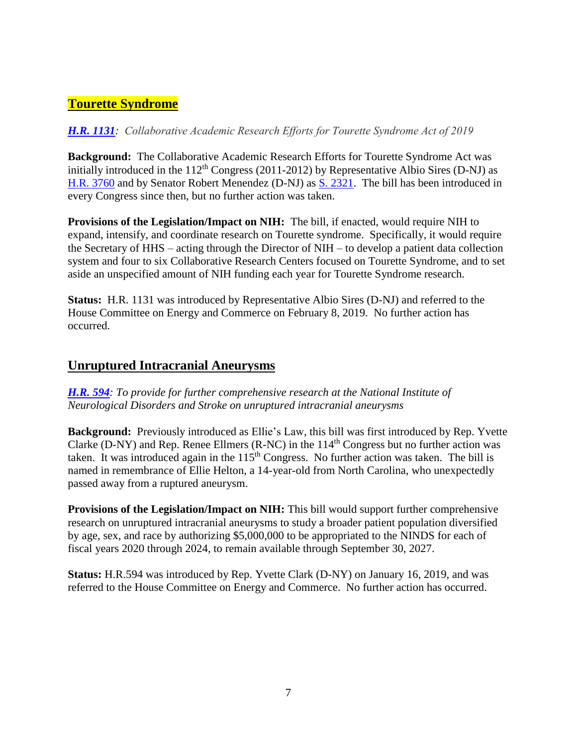## Tourette Syndrome

***H.R. 1131***: *Collaborative Academic Research Efforts for Tourette Syndrome Act of 2019*

**Background:** The Collaborative Academic Research Efforts for Tourette Syndrome Act was initially introduced in the 112th Congress (2011-2012) by Representative Albio Sires (D-NJ) as H.R. 3760 and by Senator Robert Menendez (D-NJ) as S. 2321. The bill has been introduced in every Congress since then, but no further action was taken.

**Provisions of the Legislation/Impact on NIH:** The bill, if enacted, would require NIH to expand, intensify, and coordinate research on Tourette syndrome. Specifically, it would require the Secretary of HHS – acting through the Director of NIH – to develop a patient data collection system and four to six Collaborative Research Centers focused on Tourette Syndrome, and to set aside an unspecified amount of NIH funding each year for Tourette Syndrome research.

**Status:** H.R. 1131 was introduced by Representative Albio Sires (D-NJ) and referred to the House Committee on Energy and Commerce on February 8, 2019. No further action has occurred.

## Unruptured Intracranial Aneurysms

***H.R. 594***: *To provide for further comprehensive research at the National Institute of Neurological Disorders and Stroke on unruptured intracranial aneurysms*

**Background:** Previously introduced as Ellie's Law, this bill was first introduced by Rep. Yvette Clarke (D-NY) and Rep. Renee Ellmers (R-NC) in the 114th Congress but no further action was taken. It was introduced again in the 115th Congress. No further action was taken. The bill is named in remembrance of Ellie Helton, a 14-year-old from North Carolina, who unexpectedly passed away from a ruptured aneurysm.

**Provisions of the Legislation/Impact on NIH:** This bill would support further comprehensive research on unruptured intracranial aneurysms to study a broader patient population diversified by age, sex, and race by authorizing $5,000,000 to be appropriated to the NINDS for each of fiscal years 2020 through 2024, to remain available through September 30, 2027.

**Status:** H.R.594 was introduced by Rep. Yvette Clark (D-NY) on January 16, 2019, and was referred to the House Committee on Energy and Commerce. No further action has occurred.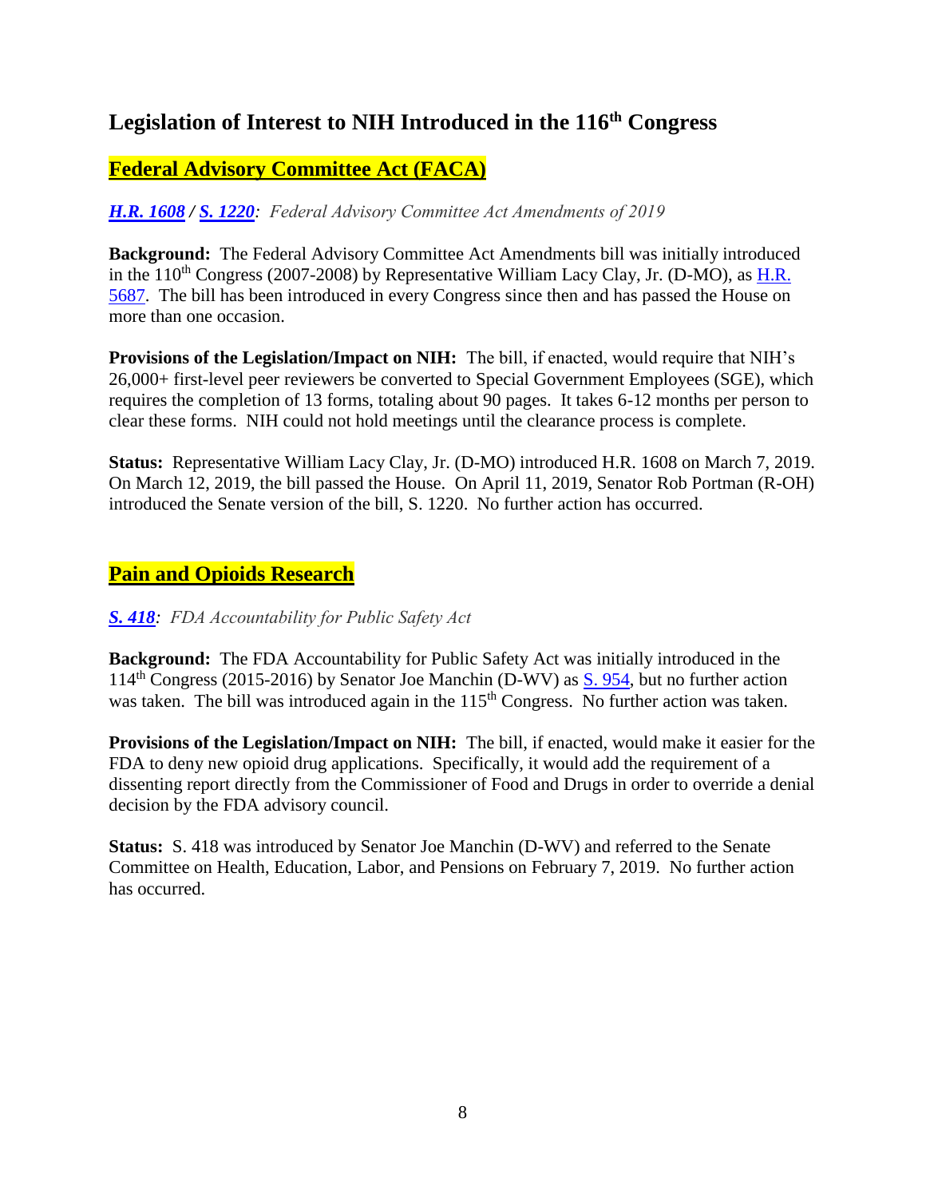## Legislation of Interest to NIH Introduced in the 116th Congress

### Federal Advisory Committee Act (FACA)

***H.R. 1608 / S. 1220**: Federal Advisory Committee Act Amendments of 2019*

**Background:** The Federal Advisory Committee Act Amendments bill was initially introduced in the 110th Congress (2007-2008) by Representative William Lacy Clay, Jr. (D-MO), as H.R. 5687. The bill has been introduced in every Congress since then and has passed the House on more than one occasion.

**Provisions of the Legislation/Impact on NIH:** The bill, if enacted, would require that NIH's 26,000+ first-level peer reviewers be converted to Special Government Employees (SGE), which requires the completion of 13 forms, totaling about 90 pages. It takes 6-12 months per person to clear these forms. NIH could not hold meetings until the clearance process is complete.

**Status:** Representative William Lacy Clay, Jr. (D-MO) introduced H.R. 1608 on March 7, 2019. On March 12, 2019, the bill passed the House. On April 11, 2019, Senator Rob Portman (R-OH) introduced the Senate version of the bill, S. 1220. No further action has occurred.

### Pain and Opioids Research

***S. 418**: FDA Accountability for Public Safety Act*

**Background:** The FDA Accountability for Public Safety Act was initially introduced in the 114th Congress (2015-2016) by Senator Joe Manchin (D-WV) as S. 954, but no further action was taken. The bill was introduced again in the 115th Congress. No further action was taken.

**Provisions of the Legislation/Impact on NIH:** The bill, if enacted, would make it easier for the FDA to deny new opioid drug applications. Specifically, it would add the requirement of a dissenting report directly from the Commissioner of Food and Drugs in order to override a denial decision by the FDA advisory council.

**Status:** S. 418 was introduced by Senator Joe Manchin (D-WV) and referred to the Senate Committee on Health, Education, Labor, and Pensions on February 7, 2019. No further action has occurred.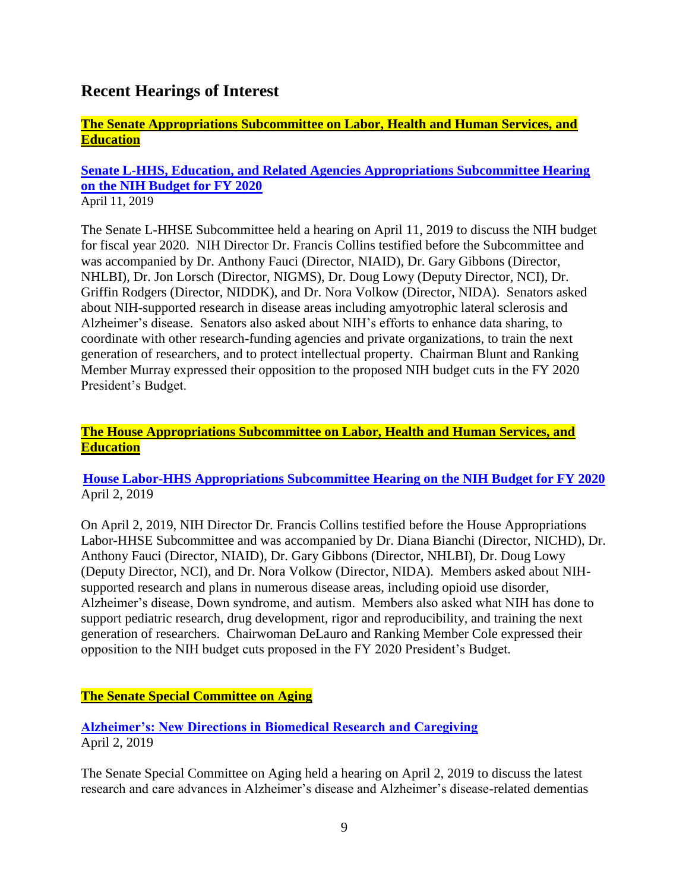## Recent Hearings of Interest

### The Senate Appropriations Subcommittee on Labor, Health and Human Services, and Education

**Senate L-HHS, Education, and Related Agencies Appropriations Subcommittee Hearing on the NIH Budget for FY 2020**
April 11, 2019

The Senate L-HHSE Subcommittee held a hearing on April 11, 2019 to discuss the NIH budget for fiscal year 2020. NIH Director Dr. Francis Collins testified before the Subcommittee and was accompanied by Dr. Anthony Fauci (Director, NIAID), Dr. Gary Gibbons (Director, NHLBI), Dr. Jon Lorsch (Director, NIGMS), Dr. Doug Lowy (Deputy Director, NCI), Dr. Griffin Rodgers (Director, NIDDK), and Dr. Nora Volkow (Director, NIDA). Senators asked about NIH-supported research in disease areas including amyotrophic lateral sclerosis and Alzheimer's disease. Senators also asked about NIH's efforts to enhance data sharing, to coordinate with other research-funding agencies and private organizations, to train the next generation of researchers, and to protect intellectual property. Chairman Blunt and Ranking Member Murray expressed their opposition to the proposed NIH budget cuts in the FY 2020 President's Budget.

### The House Appropriations Subcommittee on Labor, Health and Human Services, and Education

**House Labor-HHS Appropriations Subcommittee Hearing on the NIH Budget for FY 2020**
April 2, 2019

On April 2, 2019, NIH Director Dr. Francis Collins testified before the House Appropriations Labor-HHSE Subcommittee and was accompanied by Dr. Diana Bianchi (Director, NICHD), Dr. Anthony Fauci (Director, NIAID), Dr. Gary Gibbons (Director, NHLBI), Dr. Doug Lowy (Deputy Director, NCI), and Dr. Nora Volkow (Director, NIDA). Members asked about NIH-supported research and plans in numerous disease areas, including opioid use disorder, Alzheimer's disease, Down syndrome, and autism. Members also asked what NIH has done to support pediatric research, drug development, rigor and reproducibility, and training the next generation of researchers. Chairwoman DeLauro and Ranking Member Cole expressed their opposition to the NIH budget cuts proposed in the FY 2020 President's Budget.

### The Senate Special Committee on Aging

**Alzheimer's: New Directions in Biomedical Research and Caregiving**
April 2, 2019

The Senate Special Committee on Aging held a hearing on April 2, 2019 to discuss the latest research and care advances in Alzheimer's disease and Alzheimer's disease-related dementias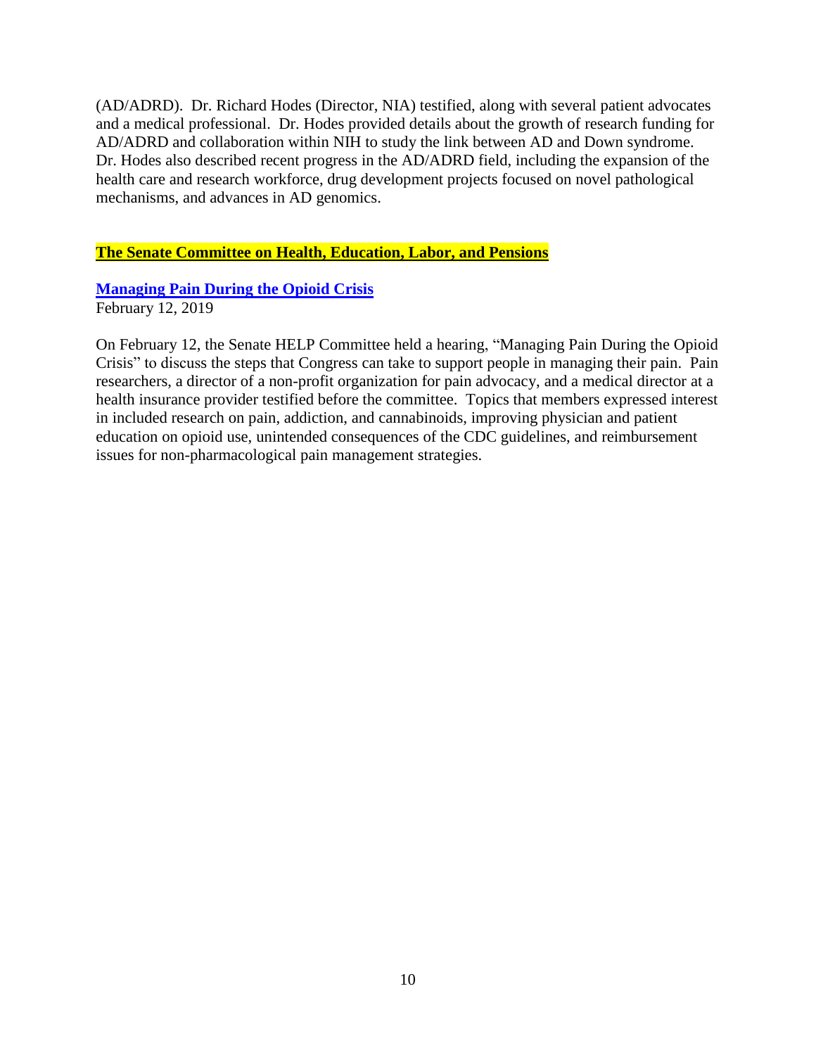(AD/ADRD). Dr. Richard Hodes (Director, NIA) testified, along with several patient advocates and a medical professional. Dr. Hodes provided details about the growth of research funding for AD/ADRD and collaboration within NIH to study the link between AD and Down syndrome. Dr. Hodes also described recent progress in the AD/ADRD field, including the expansion of the health care and research workforce, drug development projects focused on novel pathological mechanisms, and advances in AD genomics.

## The Senate Committee on Health, Education, Labor, and Pensions

### Managing Pain During the Opioid Crisis

February 12, 2019

On February 12, the Senate HELP Committee held a hearing, "Managing Pain During the Opioid Crisis" to discuss the steps that Congress can take to support people in managing their pain. Pain researchers, a director of a non-profit organization for pain advocacy, and a medical director at a health insurance provider testified before the committee. Topics that members expressed interest in included research on pain, addiction, and cannabinoids, improving physician and patient education on opioid use, unintended consequences of the CDC guidelines, and reimbursement issues for non-pharmacological pain management strategies.